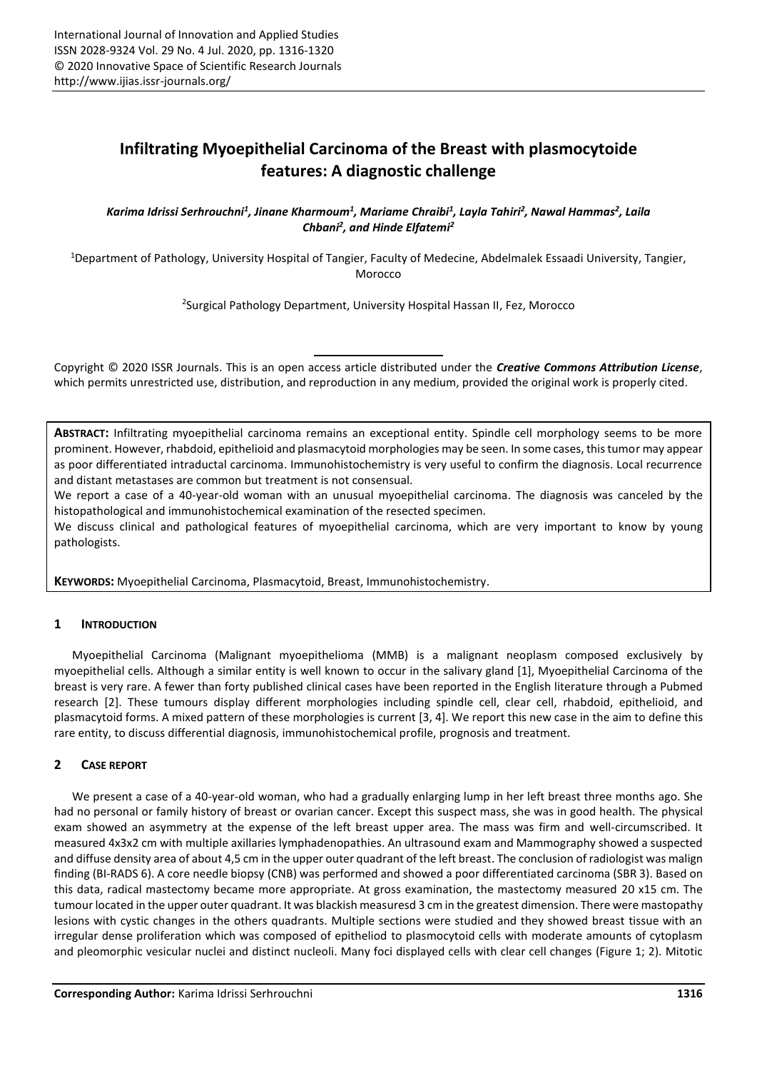# Infiltrating Myoepithelial Carcinoma of the Breast with plasmocytoide features: A diagnostic challenge

*Karima Idrissi Serhrouchni[1], Jinane Kharmoum[1], Mariame Chraibi[1], Layla Tahiri[2], Nawal Hammas[2], Laila Chbani[2], and Hinde Elfatemi[2]*

[1]Department of Pathology, University Hospital of Tangier, Faculty of Medecine, Abdelmalek Essaadi University, Tangier, Morocco

[2]Surgical Pathology Department, University Hospital Hassan II, Fez, Morocco

Copyright © 2020 ISSR Journals. This is an open access article distributed under the ***Creative Commons Attribution License***, which permits unrestricted use, distribution, and reproduction in any medium, provided the original work is properly cited.

**ABSTRACT:** Infiltrating myoepithelial carcinoma remains an exceptional entity. Spindle cell morphology seems to be more prominent. However, rhabdoid, epithelioid and plasmacytoid morphologies may be seen. In some cases, this tumor may appear as poor differentiated intraductal carcinoma. Immunohistochemistry is very useful to confirm the diagnosis. Local recurrence and distant metastases are common but treatment is not consensual.

We report a case of a 40-year-old woman with an unusual myoepithelial carcinoma. The diagnosis was canceled by the histopathological and immunohistochemical examination of the resected specimen.

We discuss clinical and pathological features of myoepithelial carcinoma, which are very important to know by young pathologists.

**KEYWORDS:** Myoepithelial Carcinoma, Plasmacytoid, Breast, Immunohistochemistry.

## 1 INTRODUCTION

Myoepithelial Carcinoma (Malignant myoepithelioma (MMB) is a malignant neoplasm composed exclusively by myoepithelial cells. Although a similar entity is well known to occur in the salivary gland [1], Myoepithelial Carcinoma of the breast is very rare. A fewer than forty published clinical cases have been reported in the English literature through a Pubmed research [2]. These tumours display different morphologies including spindle cell, clear cell, rhabdoid, epithelioid, and plasmacytoid forms. A mixed pattern of these morphologies is current [3, 4]. We report this new case in the aim to define this rare entity, to discuss differential diagnosis, immunohistochemical profile, prognosis and treatment.

## 2 CASE REPORT

We present a case of a 40-year-old woman, who had a gradually enlarging lump in her left breast three months ago. She had no personal or family history of breast or ovarian cancer. Except this suspect mass, she was in good health. The physical exam showed an asymmetry at the expense of the left breast upper area. The mass was firm and well-circumscribed. It measured 4x3x2 cm with multiple axillaries lymphadenopathies. An ultrasound exam and Mammography showed a suspected and diffuse density area of about 4,5 cm in the upper outer quadrant of the left breast. The conclusion of radiologist was malign finding (BI-RADS 6). A core needle biopsy (CNB) was performed and showed a poor differentiated carcinoma (SBR 3). Based on this data, radical mastectomy became more appropriate. At gross examination, the mastectomy measured 20 x15 cm. The tumour located in the upper outer quadrant. It was blackish measuresd 3 cm in the greatest dimension. There were mastopathy lesions with cystic changes in the others quadrants. Multiple sections were studied and they showed breast tissue with an irregular dense proliferation which was composed of epitheliod to plasmocytoid cells with moderate amounts of cytoplasm and pleomorphic vesicular nuclei and distinct nucleoli. Many foci displayed cells with clear cell changes (Figure 1; 2). Mitotic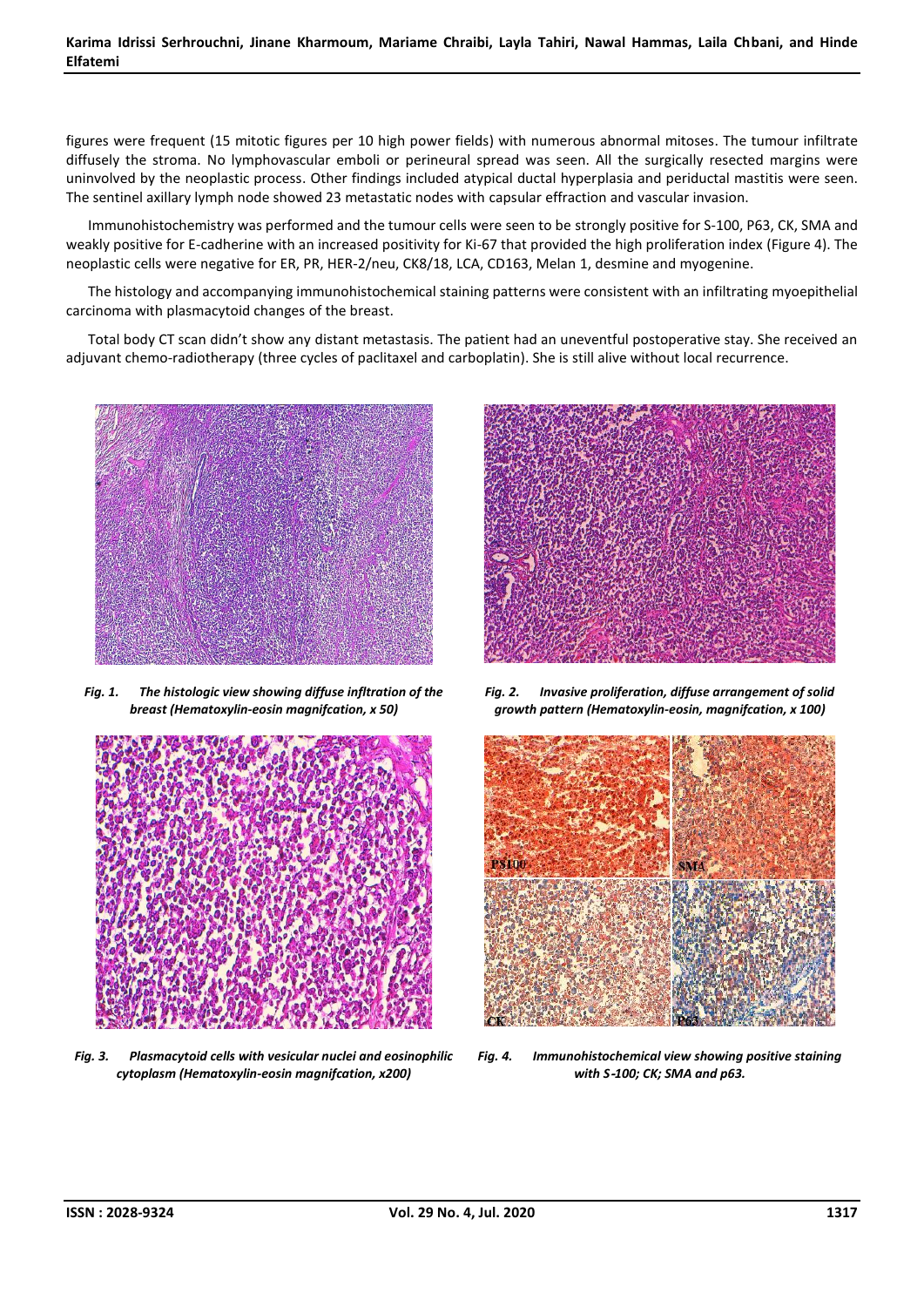figures were frequent (15 mitotic figures per 10 high power fields) with numerous abnormal mitoses. The tumour infiltrate diffusely the stroma. No lymphovascular emboli or perineural spread was seen. All the surgically resected margins were uninvolved by the neoplastic process. Other findings included atypical ductal hyperplasia and periductal mastitis were seen. The sentinel axillary lymph node showed 23 metastatic nodes with capsular effraction and vascular invasion.

Immunohistochemistry was performed and the tumour cells were seen to be strongly positive for S-100, P63, CK, SMA and weakly positive for E-cadherine with an increased positivity for Ki-67 that provided the high proliferation index (Figure 4). The neoplastic cells were negative for ER, PR, HER-2/neu, CK8/18, LCA, CD163, Melan 1, desmine and myogenine.

The histology and accompanying immunohistochemical staining patterns were consistent with an infiltrating myoepithelial carcinoma with plasmacytoid changes of the breast.

Total body CT scan didn't show any distant metastasis. The patient had an uneventful postoperative stay. She received an adjuvant chemo-radiotherapy (three cycles of paclitaxel and carboplatin). She is still alive without local recurrence.

*Fig. 1. The histologic view showing diffuse infltration of the breast (Hematoxylin-eosin magnifcation, x 50)*

*Fig. 2. Invasive proliferation, diffuse arrangement of solid growth pattern (Hematoxylin-eosin, magnifcation, x 100)*

*Fig. 3. Plasmacytoid cells with vesicular nuclei and eosinophilic cytoplasm (Hematoxylin-eosin magnifcation, x200)*

*Fig. 4. Immunohistochemical view showing positive staining with S-100; CK; SMA and p63.*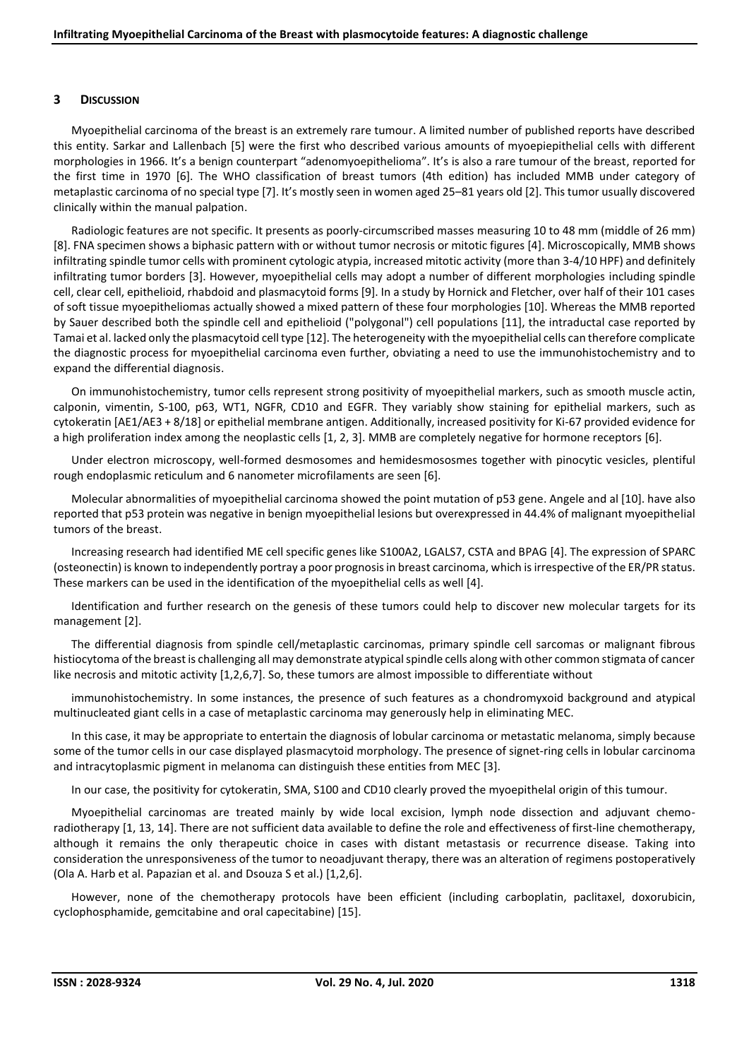## 3 DISCUSSION

Myoepithelial carcinoma of the breast is an extremely rare tumour. A limited number of published reports have described this entity. Sarkar and Lallenbach [5] were the first who described various amounts of myoepiepithelial cells with different morphologies in 1966. It's a benign counterpart "adenomyoepithelioma". It's is also a rare tumour of the breast, reported for the first time in 1970 [6]. The WHO classification of breast tumors (4th edition) has included MMB under category of metaplastic carcinoma of no special type [7]. It's mostly seen in women aged 25–81 years old [2]. This tumor usually discovered clinically within the manual palpation.

Radiologic features are not specific. It presents as poorly-circumscribed masses measuring 10 to 48 mm (middle of 26 mm) [8]. FNA specimen shows a biphasic pattern with or without tumor necrosis or mitotic figures [4]. Microscopically, MMB shows infiltrating spindle tumor cells with prominent cytologic atypia, increased mitotic activity (more than 3-4/10 HPF) and definitely infiltrating tumor borders [3]. However, myoepithelial cells may adopt a number of different morphologies including spindle cell, clear cell, epithelioid, rhabdoid and plasmacytoid forms [9]. In a study by Hornick and Fletcher, over half of their 101 cases of soft tissue myoepitheliomas actually showed a mixed pattern of these four morphologies [10]. Whereas the MMB reported by Sauer described both the spindle cell and epithelioid ("polygonal") cell populations [11], the intraductal case reported by Tamai et al. lacked only the plasmacytoid cell type [12]. The heterogeneity with the myoepithelial cells can therefore complicate the diagnostic process for myoepithelial carcinoma even further, obviating a need to use the immunohistochemistry and to expand the differential diagnosis.

On immunohistochemistry, tumor cells represent strong positivity of myoepithelial markers, such as smooth muscle actin, calponin, vimentin, S-100, p63, WT1, NGFR, CD10 and EGFR. They variably show staining for epithelial markers, such as cytokeratin [AE1/AE3 + 8/18] or epithelial membrane antigen. Additionally, increased positivity for Ki-67 provided evidence for a high proliferation index among the neoplastic cells [1, 2, 3]. MMB are completely negative for hormone receptors [6].

Under electron microscopy, well-formed desmosomes and hemidesmososmes together with pinocytic vesicles, plentiful rough endoplasmic reticulum and 6 nanometer microfilaments are seen [6].

Molecular abnormalities of myoepithelial carcinoma showed the point mutation of p53 gene. Angele and al [10]. have also reported that p53 protein was negative in benign myoepithelial lesions but overexpressed in 44.4% of malignant myoepithelial tumors of the breast.

Increasing research had identified ME cell specific genes like S100A2, LGALS7, CSTA and BPAG [4]. The expression of SPARC (osteonectin) is known to independently portray a poor prognosis in breast carcinoma, which is irrespective of the ER/PR status. These markers can be used in the identification of the myoepithelial cells as well [4].

Identification and further research on the genesis of these tumors could help to discover new molecular targets for its management [2].

The differential diagnosis from spindle cell/metaplastic carcinomas, primary spindle cell sarcomas or malignant fibrous histiocytoma of the breast is challenging all may demonstrate atypical spindle cells along with other common stigmata of cancer like necrosis and mitotic activity [1,2,6,7]. So, these tumors are almost impossible to differentiate without immunohistochemistry. In some instances, the presence of such features as a chondromyxoid background and atypical multinucleated giant cells in a case of metaplastic carcinoma may generously help in eliminating MEC.

In this case, it may be appropriate to entertain the diagnosis of lobular carcinoma or metastatic melanoma, simply because some of the tumor cells in our case displayed plasmacytoid morphology. The presence of signet-ring cells in lobular carcinoma and intracytoplasmic pigment in melanoma can distinguish these entities from MEC [3].

In our case, the positivity for cytokeratin, SMA, S100 and CD10 clearly proved the myoepithelal origin of this tumour.

Myoepithelial carcinomas are treated mainly by wide local excision, lymph node dissection and adjuvant chemo-radiotherapy [1, 13, 14]. There are not sufficient data available to define the role and effectiveness of first-line chemotherapy, although it remains the only therapeutic choice in cases with distant metastasis or recurrence disease. Taking into consideration the unresponsiveness of the tumor to neoadjuvant therapy, there was an alteration of regimens postoperatively (Ola A. Harb et al. Papazian et al. and Dsouza S et al.) [1,2,6].

However, none of the chemotherapy protocols have been efficient (including carboplatin, paclitaxel, doxorubicin, cyclophosphamide, gemcitabine and oral capecitabine) [15].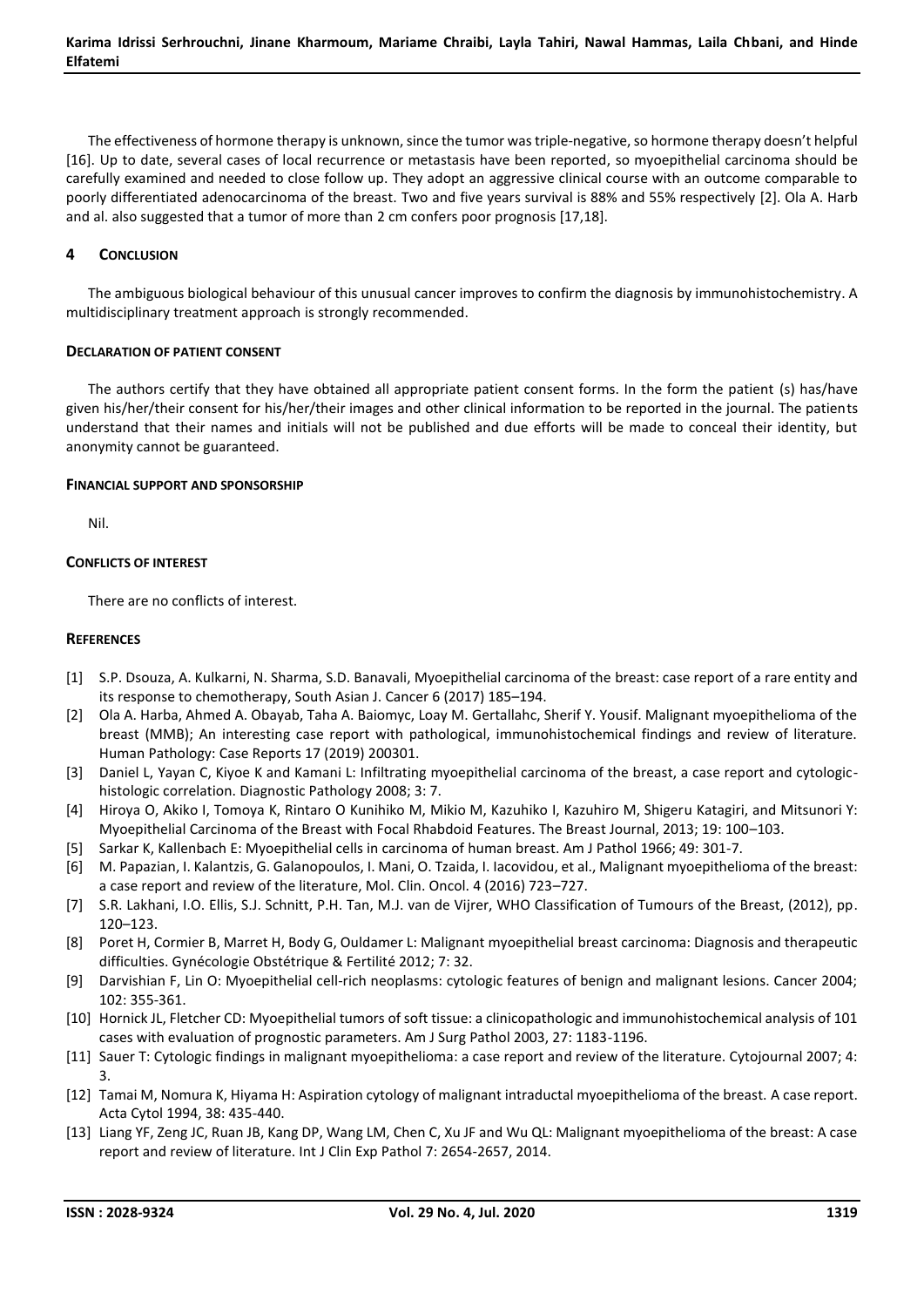The effectiveness of hormone therapy is unknown, since the tumor was triple-negative, so hormone therapy doesn't helpful [16]. Up to date, several cases of local recurrence or metastasis have been reported, so myoepithelial carcinoma should be carefully examined and needed to close follow up. They adopt an aggressive clinical course with an outcome comparable to poorly differentiated adenocarcinoma of the breast. Two and five years survival is 88% and 55% respectively [2]. Ola A. Harb and al. also suggested that a tumor of more than 2 cm confers poor prognosis [17,18].

## 4 CONCLUSION

The ambiguous biological behaviour of this unusual cancer improves to confirm the diagnosis by immunohistochemistry. A multidisciplinary treatment approach is strongly recommended.

### DECLARATION OF PATIENT CONSENT

The authors certify that they have obtained all appropriate patient consent forms. In the form the patient (s) has/have given his/her/their consent for his/her/their images and other clinical information to be reported in the journal. The patients understand that their names and initials will not be published and due efforts will be made to conceal their identity, but anonymity cannot be guaranteed.

### FINANCIAL SUPPORT AND SPONSORSHIP

Nil.

### CONFLICTS OF INTEREST

There are no conflicts of interest.

### REFERENCES

[1] S.P. Dsouza, A. Kulkarni, N. Sharma, S.D. Banavali, Myoepithelial carcinoma of the breast: case report of a rare entity and its response to chemotherapy, South Asian J. Cancer 6 (2017) 185–194.

[2] Ola A. Harba, Ahmed A. Obayab, Taha A. Baiomyc, Loay M. Gertallahc, Sherif Y. Yousif. Malignant myoepithelioma of the breast (MMB); An interesting case report with pathological, immunohistochemical findings and review of literature. Human Pathology: Case Reports 17 (2019) 200301.

[3] Daniel L, Yayan C, Kiyoe K and Kamani L: Infiltrating myoepithelial carcinoma of the breast, a case report and cytologic-histologic correlation. Diagnostic Pathology 2008; 3: 7.

[4] Hiroya O, Akiko I, Tomoya K, Rintaro O Kunihiko M, Mikio M, Kazuhiko I, Kazuhiro M, Shigeru Katagiri, and Mitsunori Y: Myoepithelial Carcinoma of the Breast with Focal Rhabdoid Features. The Breast Journal, 2013; 19: 100–103.

[5] Sarkar K, Kallenbach E: Myoepithelial cells in carcinoma of human breast. Am J Pathol 1966; 49: 301-7.

[6] M. Papazian, I. Kalantzis, G. Galanopoulos, I. Mani, O. Tzaida, I. Iacovidou, et al., Malignant myoepithelioma of the breast: a case report and review of the literature, Mol. Clin. Oncol. 4 (2016) 723–727.

[7] S.R. Lakhani, I.O. Ellis, S.J. Schnitt, P.H. Tan, M.J. van de Vijrer, WHO Classification of Tumours of the Breast, (2012), pp. 120–123.

[8] Poret H, Cormier B, Marret H, Body G, Ouldamer L: Malignant myoepithelial breast carcinoma: Diagnosis and therapeutic difficulties. Gynécologie Obstétrique & Fertilité 2012; 7: 32.

[9] Darvishian F, Lin O: Myoepithelial cell-rich neoplasms: cytologic features of benign and malignant lesions. Cancer 2004; 102: 355-361.

[10] Hornick JL, Fletcher CD: Myoepithelial tumors of soft tissue: a clinicopathologic and immunohistochemical analysis of 101 cases with evaluation of prognostic parameters. Am J Surg Pathol 2003, 27: 1183-1196.

[11] Sauer T: Cytologic findings in malignant myoepithelioma: a case report and review of the literature. Cytojournal 2007; 4: 3.

[12] Tamai M, Nomura K, Hiyama H: Aspiration cytology of malignant intraductal myoepithelioma of the breast. A case report. Acta Cytol 1994, 38: 435-440.

[13] Liang YF, Zeng JC, Ruan JB, Kang DP, Wang LM, Chen C, Xu JF and Wu QL: Malignant myoepithelioma of the breast: A case report and review of literature. Int J Clin Exp Pathol 7: 2654-2657, 2014.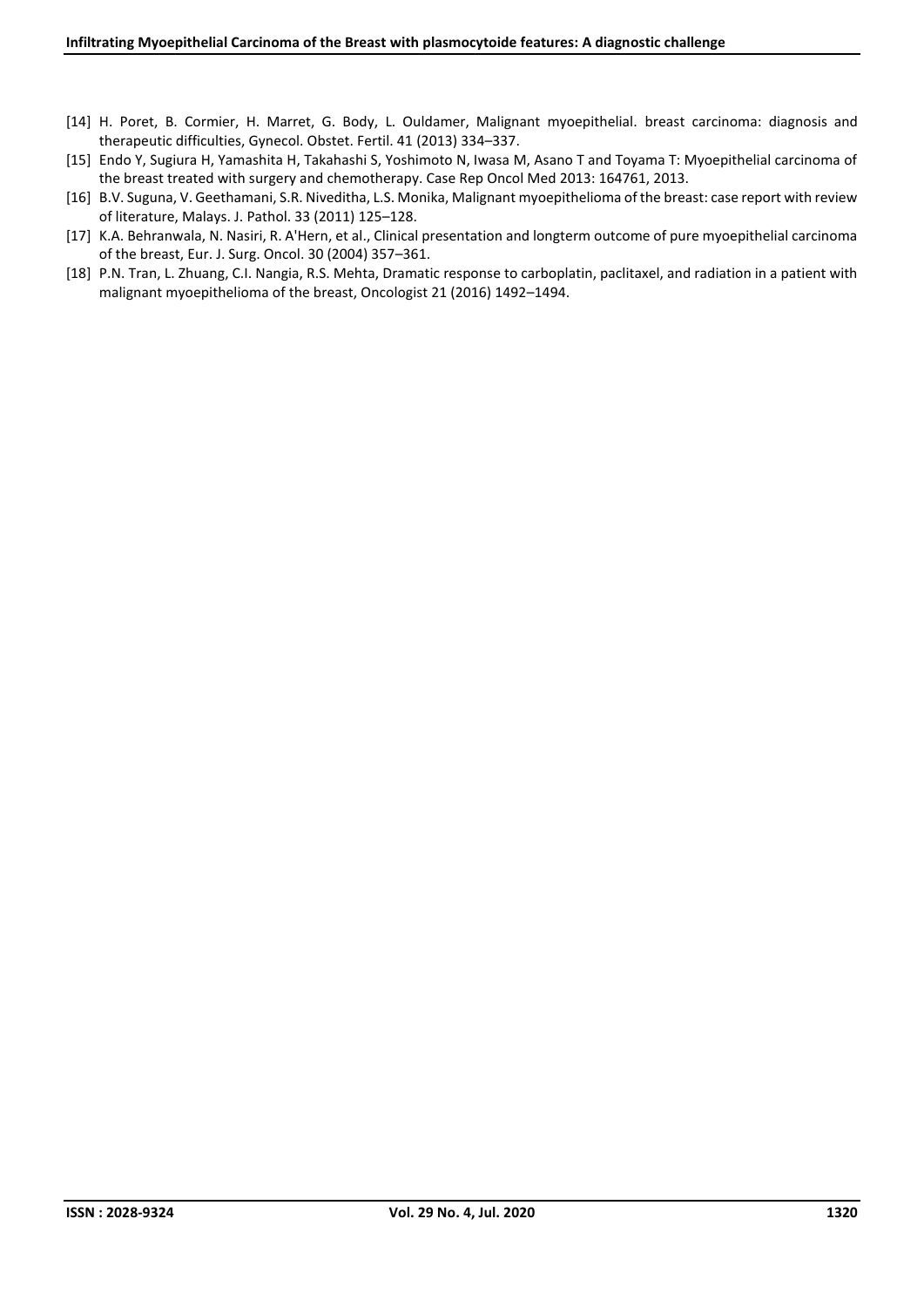[14] H. Poret, B. Cormier, H. Marret, G. Body, L. Ouldamer, Malignant myoepithelial. breast carcinoma: diagnosis and therapeutic difficulties, Gynecol. Obstet. Fertil. 41 (2013) 334–337.

[15] Endo Y, Sugiura H, Yamashita H, Takahashi S, Yoshimoto N, Iwasa M, Asano T and Toyama T: Myoepithelial carcinoma of the breast treated with surgery and chemotherapy. Case Rep Oncol Med 2013: 164761, 2013.

[16] B.V. Suguna, V. Geethamani, S.R. Niveditha, L.S. Monika, Malignant myoepithelioma of the breast: case report with review of literature, Malays. J. Pathol. 33 (2011) 125–128.

[17] K.A. Behranwala, N. Nasiri, R. A'Hern, et al., Clinical presentation and longterm outcome of pure myoepithelial carcinoma of the breast, Eur. J. Surg. Oncol. 30 (2004) 357–361.

[18] P.N. Tran, L. Zhuang, C.I. Nangia, R.S. Mehta, Dramatic response to carboplatin, paclitaxel, and radiation in a patient with malignant myoepithelioma of the breast, Oncologist 21 (2016) 1492–1494.